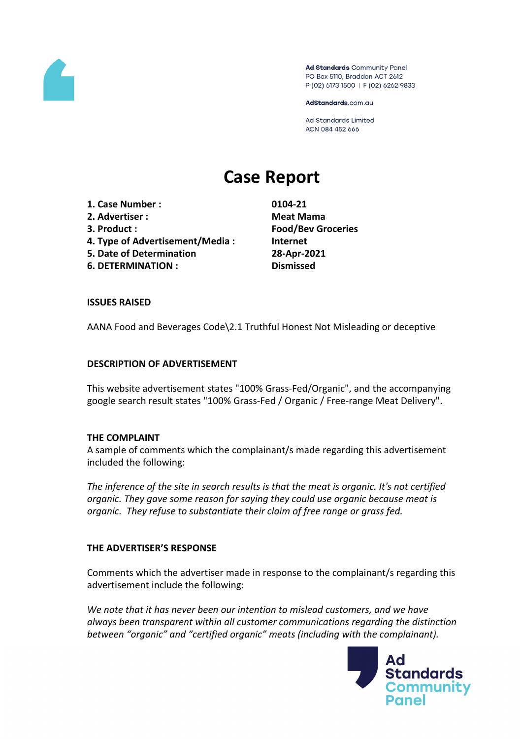Ad Standards Community Panel
PO Box 5110, Braddon ACT 2612
P (02) 6173 1500 | F (02) 6262 9833

AdStandards.com.au

Ad Standards Limited
ACN 084 452 666

# Case Report

| | |
|---|---|
| **1. Case Number :** | **0104-21** |
| **2. Advertiser :** | **Meat Mama** |
| **3. Product :** | **Food/Bev Groceries** |
| **4. Type of Advertisement/Media :** | **Internet** |
| **5. Date of Determination** | **28-Apr-2021** |
| **6. DETERMINATION :** | **Dismissed** |

**ISSUES RAISED**

AANA Food and Beverages Code\2.1 Truthful Honest Not Misleading or deceptive

**DESCRIPTION OF ADVERTISEMENT**

This website advertisement states "100% Grass-Fed/Organic", and the accompanying google search result states "100% Grass-Fed / Organic / Free-range Meat Delivery".

**THE COMPLAINT**

A sample of comments which the complainant/s made regarding this advertisement included the following:

*The inference of the site in search results is that the meat is organic. It's not certified organic. They gave some reason for saying they could use organic because meat is organic. They refuse to substantiate their claim of free range or grass fed.*

**THE ADVERTISER'S RESPONSE**

Comments which the advertiser made in response to the complainant/s regarding this advertisement include the following:

*We note that it has never been our intention to mislead customers, and we have always been transparent within all customer communications regarding the distinction between "organic" and "certified organic" meats (including with the complainant).*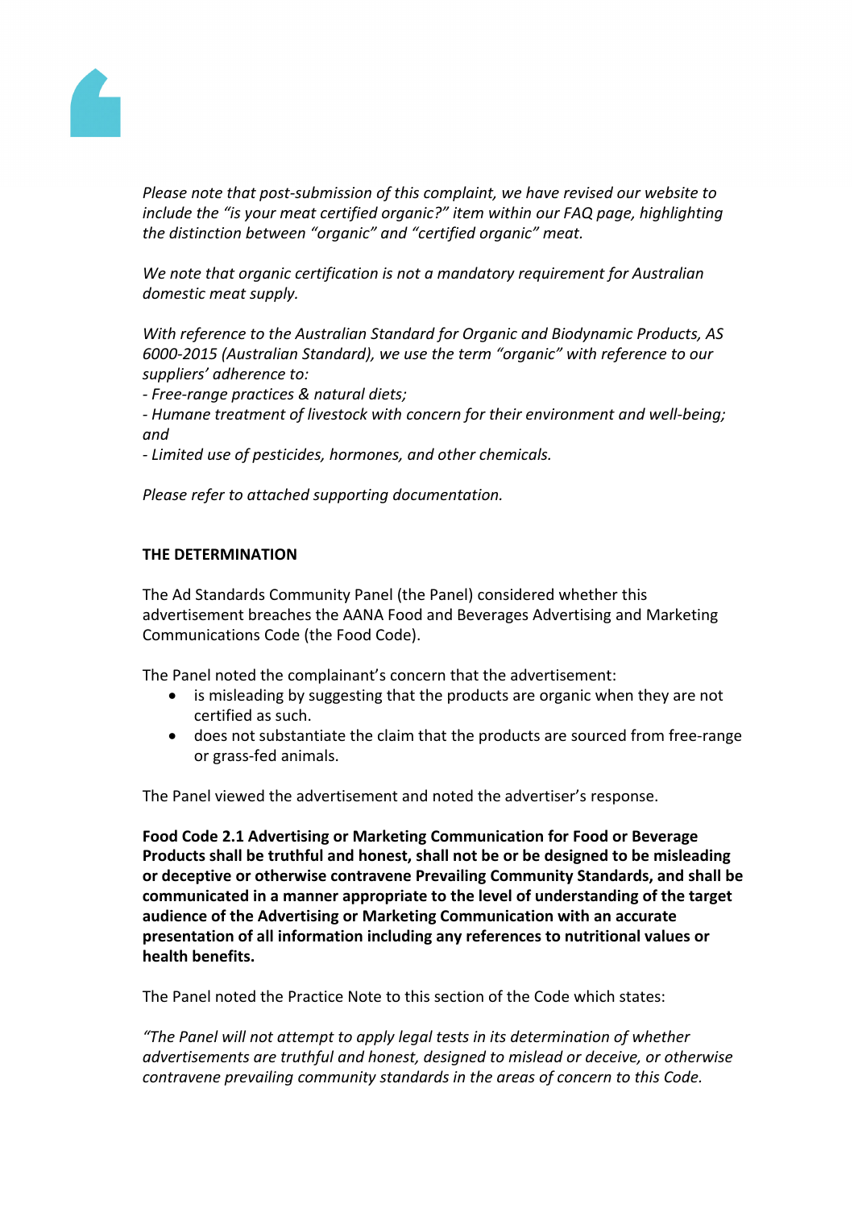*Please note that post-submission of this complaint, we have revised our website to include the "is your meat certified organic?" item within our FAQ page, highlighting the distinction between "organic" and "certified organic" meat.*

*We note that organic certification is not a mandatory requirement for Australian domestic meat supply.*

*With reference to the Australian Standard for Organic and Biodynamic Products, AS 6000-2015 (Australian Standard), we use the term "organic" with reference to our suppliers' adherence to:*
*- Free-range practices & natural diets;*
*- Humane treatment of livestock with concern for their environment and well-being; and*
*- Limited use of pesticides, hormones, and other chemicals.*

*Please refer to attached supporting documentation.*

**THE DETERMINATION**

The Ad Standards Community Panel (the Panel) considered whether this advertisement breaches the AANA Food and Beverages Advertising and Marketing Communications Code (the Food Code).

The Panel noted the complainant's concern that the advertisement:

- is misleading by suggesting that the products are organic when they are not certified as such.
- does not substantiate the claim that the products are sourced from free-range or grass-fed animals.

The Panel viewed the advertisement and noted the advertiser's response.

**Food Code 2.1 Advertising or Marketing Communication for Food or Beverage Products shall be truthful and honest, shall not be or be designed to be misleading or deceptive or otherwise contravene Prevailing Community Standards, and shall be communicated in a manner appropriate to the level of understanding of the target audience of the Advertising or Marketing Communication with an accurate presentation of all information including any references to nutritional values or health benefits.**

The Panel noted the Practice Note to this section of the Code which states:

*"The Panel will not attempt to apply legal tests in its determination of whether advertisements are truthful and honest, designed to mislead or deceive, or otherwise contravene prevailing community standards in the areas of concern to this Code.*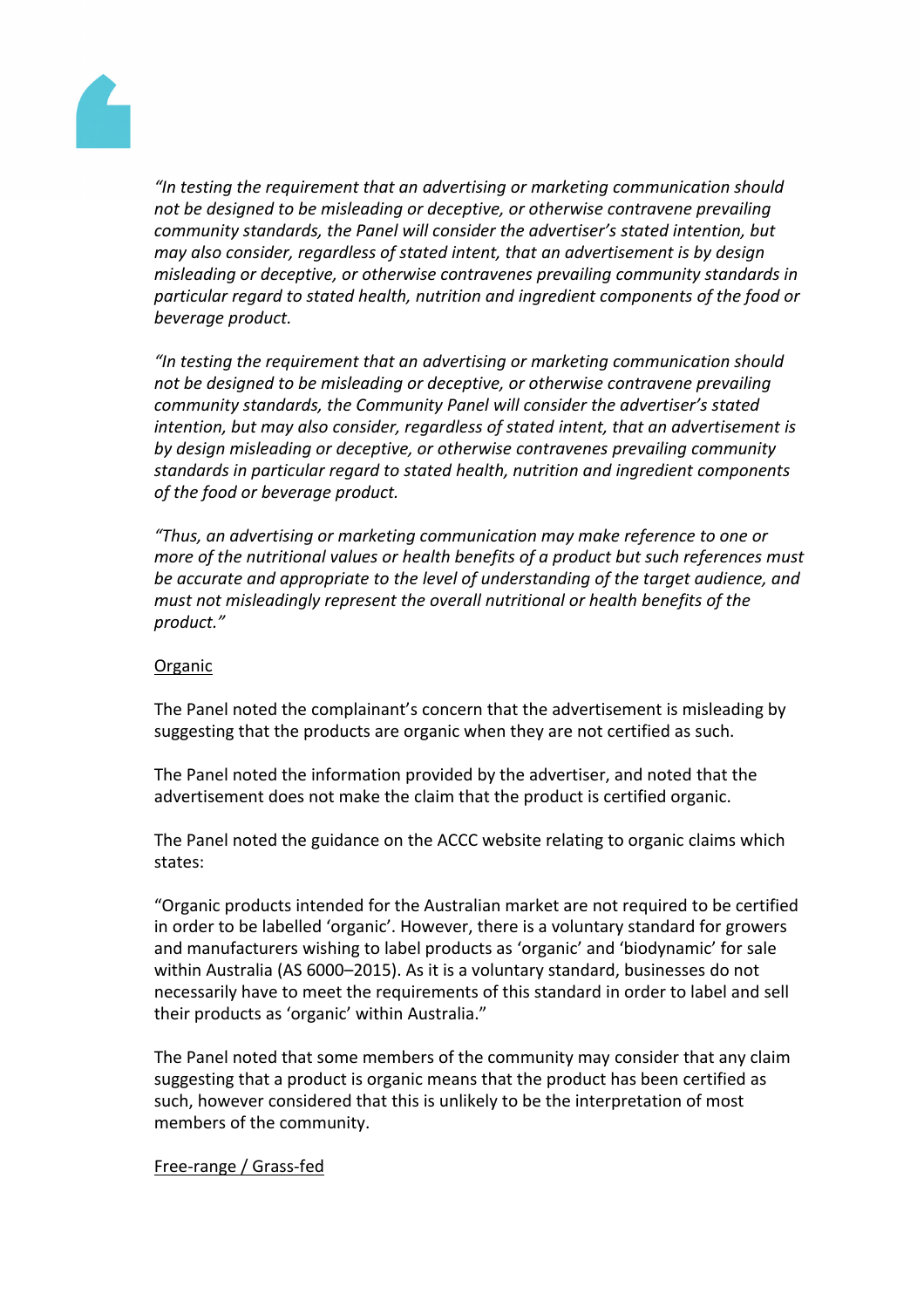*"In testing the requirement that an advertising or marketing communication should not be designed to be misleading or deceptive, or otherwise contravene prevailing community standards, the Panel will consider the advertiser's stated intention, but may also consider, regardless of stated intent, that an advertisement is by design misleading or deceptive, or otherwise contravenes prevailing community standards in particular regard to stated health, nutrition and ingredient components of the food or beverage product.*

*"In testing the requirement that an advertising or marketing communication should not be designed to be misleading or deceptive, or otherwise contravene prevailing community standards, the Community Panel will consider the advertiser's stated intention, but may also consider, regardless of stated intent, that an advertisement is by design misleading or deceptive, or otherwise contravenes prevailing community standards in particular regard to stated health, nutrition and ingredient components of the food or beverage product.*

*"Thus, an advertising or marketing communication may make reference to one or more of the nutritional values or health benefits of a product but such references must be accurate and appropriate to the level of understanding of the target audience, and must not misleadingly represent the overall nutritional or health benefits of the product."*

<u>Organic</u>

The Panel noted the complainant's concern that the advertisement is misleading by suggesting that the products are organic when they are not certified as such.

The Panel noted the information provided by the advertiser, and noted that the advertisement does not make the claim that the product is certified organic.

The Panel noted the guidance on the ACCC website relating to organic claims which states:

"Organic products intended for the Australian market are not required to be certified in order to be labelled 'organic'. However, there is a voluntary standard for growers and manufacturers wishing to label products as 'organic' and 'biodynamic' for sale within Australia (AS 6000–2015). As it is a voluntary standard, businesses do not necessarily have to meet the requirements of this standard in order to label and sell their products as 'organic' within Australia."

The Panel noted that some members of the community may consider that any claim suggesting that a product is organic means that the product has been certified as such, however considered that this is unlikely to be the interpretation of most members of the community.

<u>Free-range / Grass-fed</u>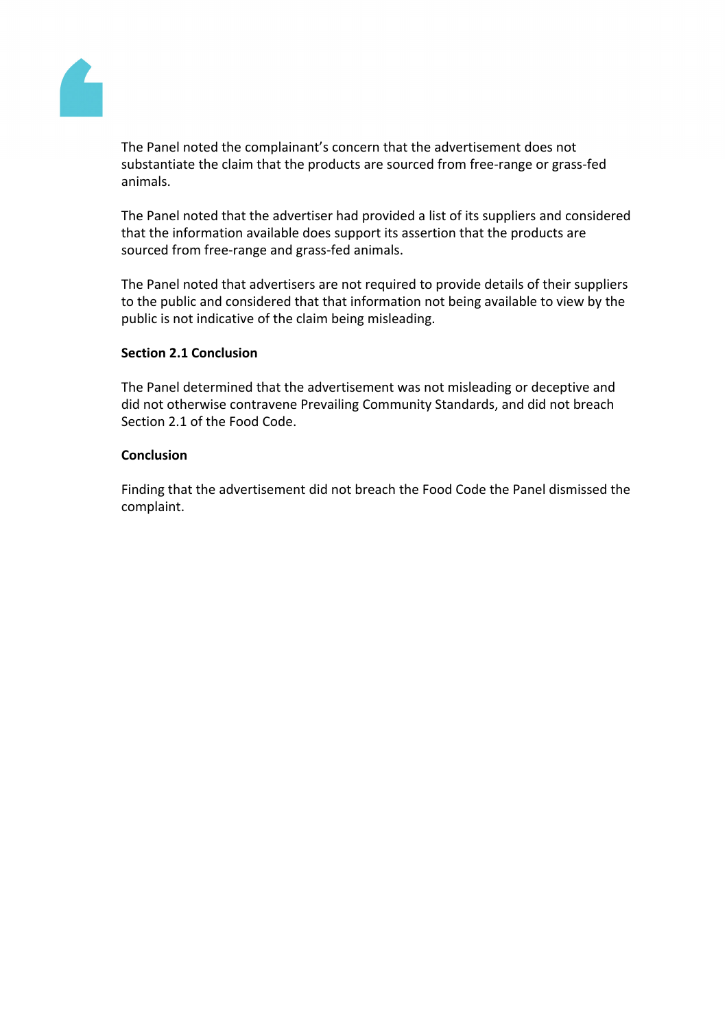The Panel noted the complainant's concern that the advertisement does not substantiate the claim that the products are sourced from free-range or grass-fed animals.

The Panel noted that the advertiser had provided a list of its suppliers and considered that the information available does support its assertion that the products are sourced from free-range and grass-fed animals.

The Panel noted that advertisers are not required to provide details of their suppliers to the public and considered that that information not being available to view by the public is not indicative of the claim being misleading.

**Section 2.1 Conclusion**

The Panel determined that the advertisement was not misleading or deceptive and did not otherwise contravene Prevailing Community Standards, and did not breach Section 2.1 of the Food Code.

**Conclusion**

Finding that the advertisement did not breach the Food Code the Panel dismissed the complaint.